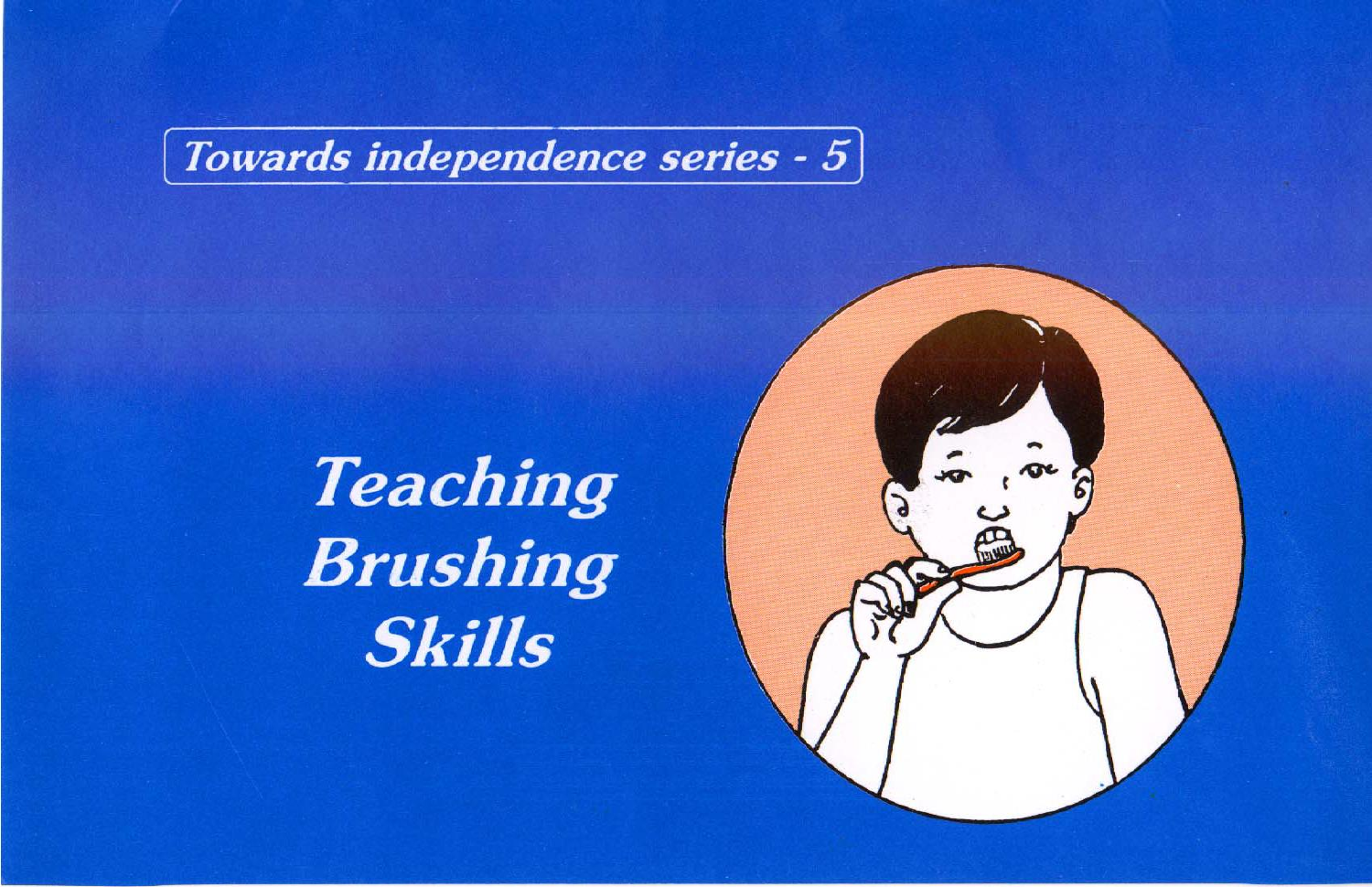Towards independence series - 5

# Teaching Brushing Skills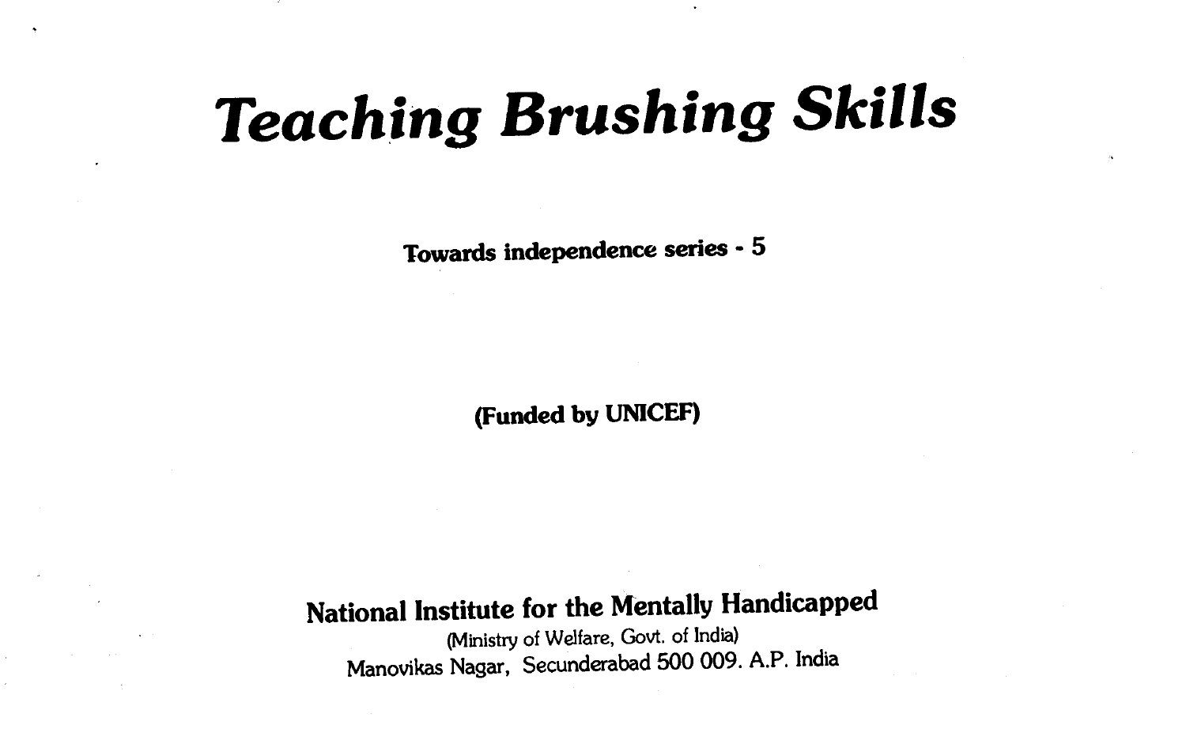# *Teaching Brushing Skills*

**Towards independence series - 5**

**(Funded by UNICEF)**

**National Institute for the Mentally Handicapped**

(Ministry of Welfare, Govt. of India)
Manovikas Nagar, Secunderabad 500 009. A.P. India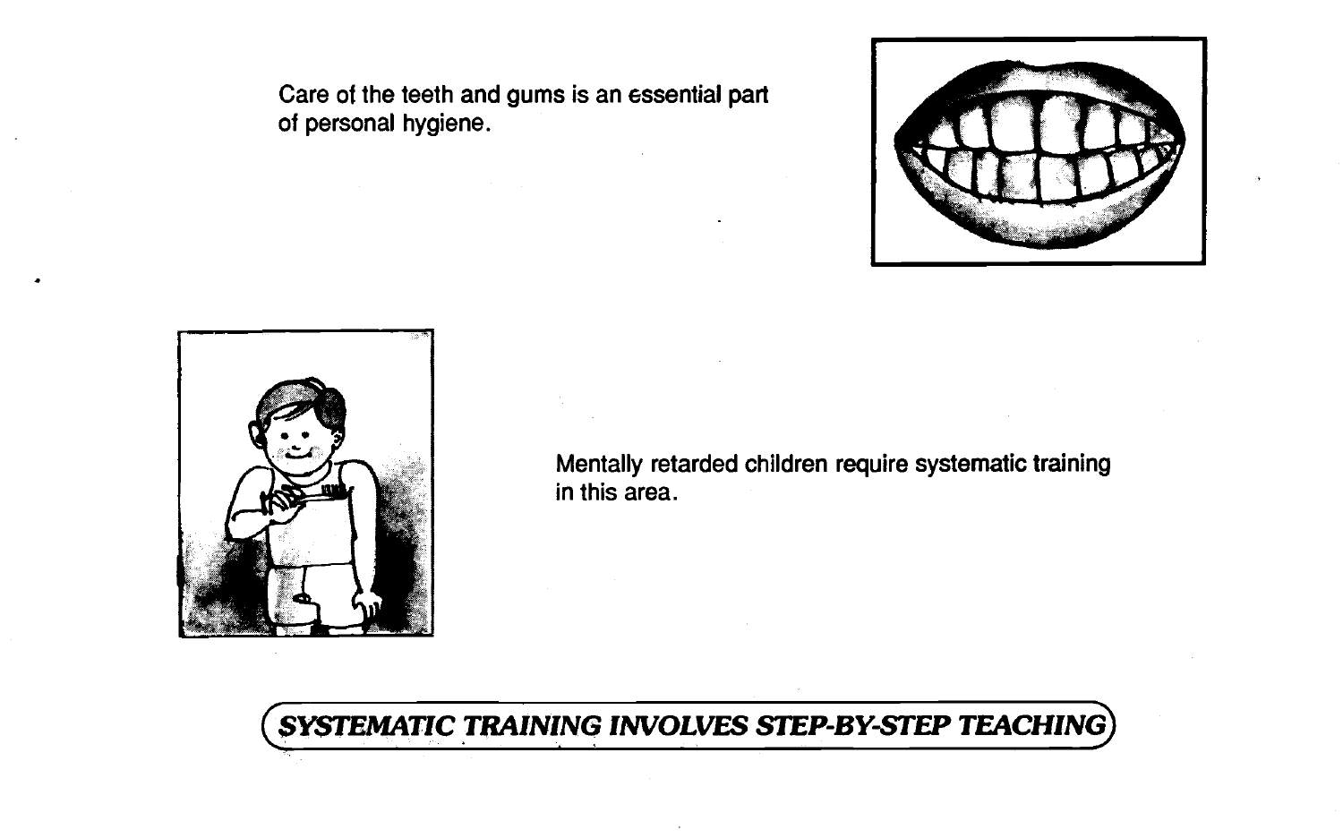Care of the teeth and gums is an essential part of personal hygiene.

Mentally retarded children require systematic training in this area.

***SYSTEMATIC TRAINING INVOLVES STEP-BY-STEP TEACHING***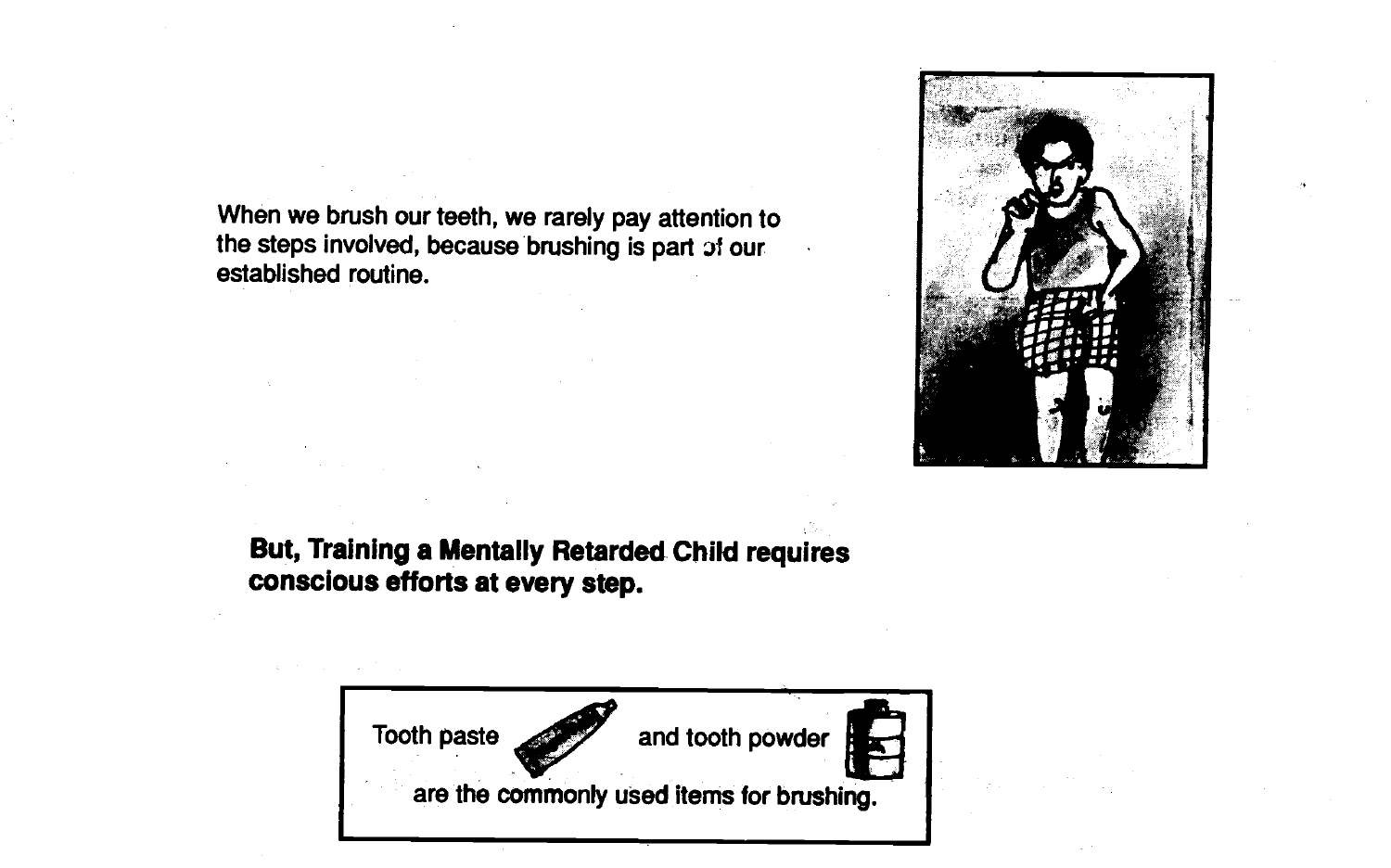When we brush our teeth, we rarely pay attention to the steps involved, because brushing is part of our established routine.

**But, Training a Mentally Retarded Child requires conscious efforts at every step.**

Tooth paste and tooth powder are the commonly used items for brushing.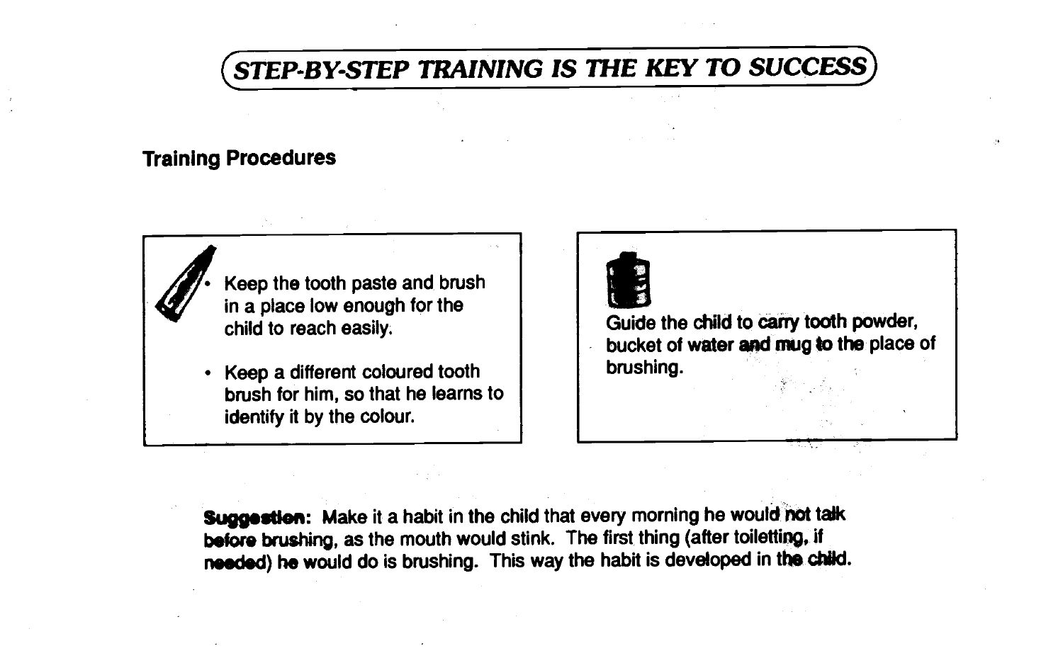# STEP-BY-STEP TRAINING IS THE KEY TO SUCCESS

## Training Procedures

- Keep the tooth paste and brush in a place low enough for the child to reach easily.
- Keep a different coloured tooth brush for him, so that he learns to identify it by the colour.

Guide the child to carry tooth powder, bucket of water and mug to the place of brushing.

**Suggestion:** Make it a habit in the child that every morning he would **not talk before brushing**, as the mouth would stink. The first thing (after toiletting, if needed) he would do is brushing. This way the habit is developed in the child.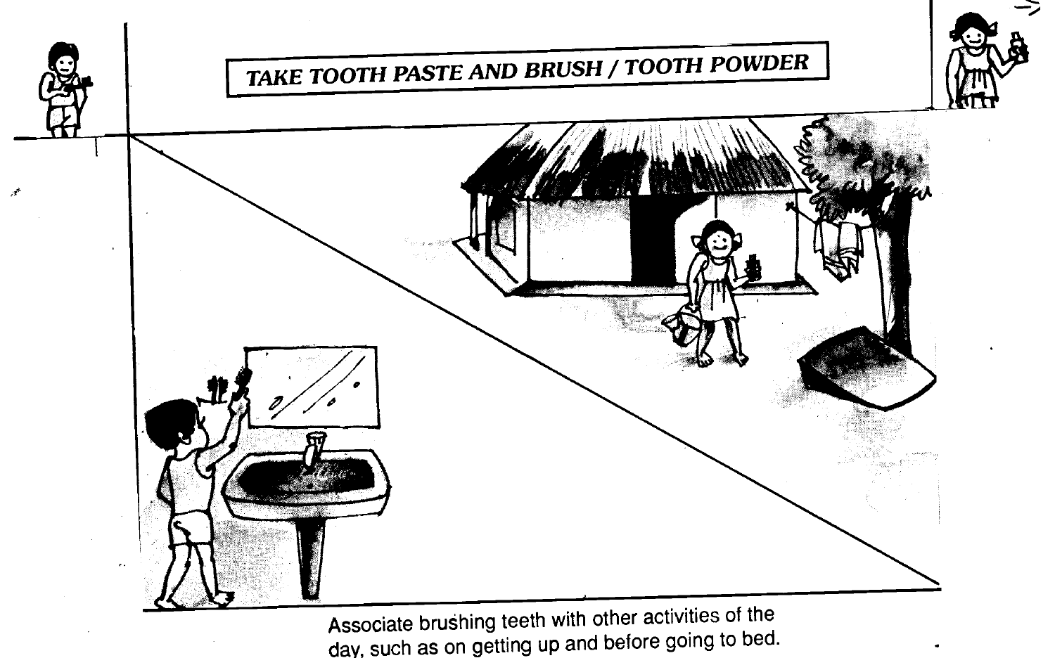**TAKE TOOTH PASTE AND BRUSH / TOOTH POWDER**

Associate brushing teeth with other activities of the day, such as on getting up and before going to bed.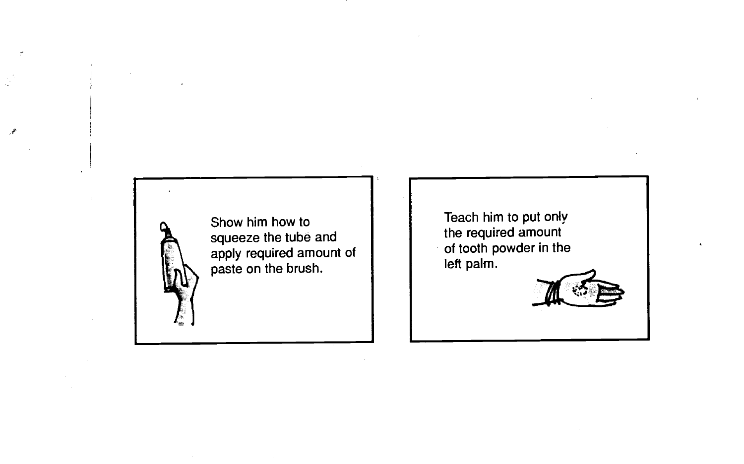Show him how to squeeze the tube and apply required amount of paste on the brush.

Teach him to put only the required amount of tooth powder in the left palm.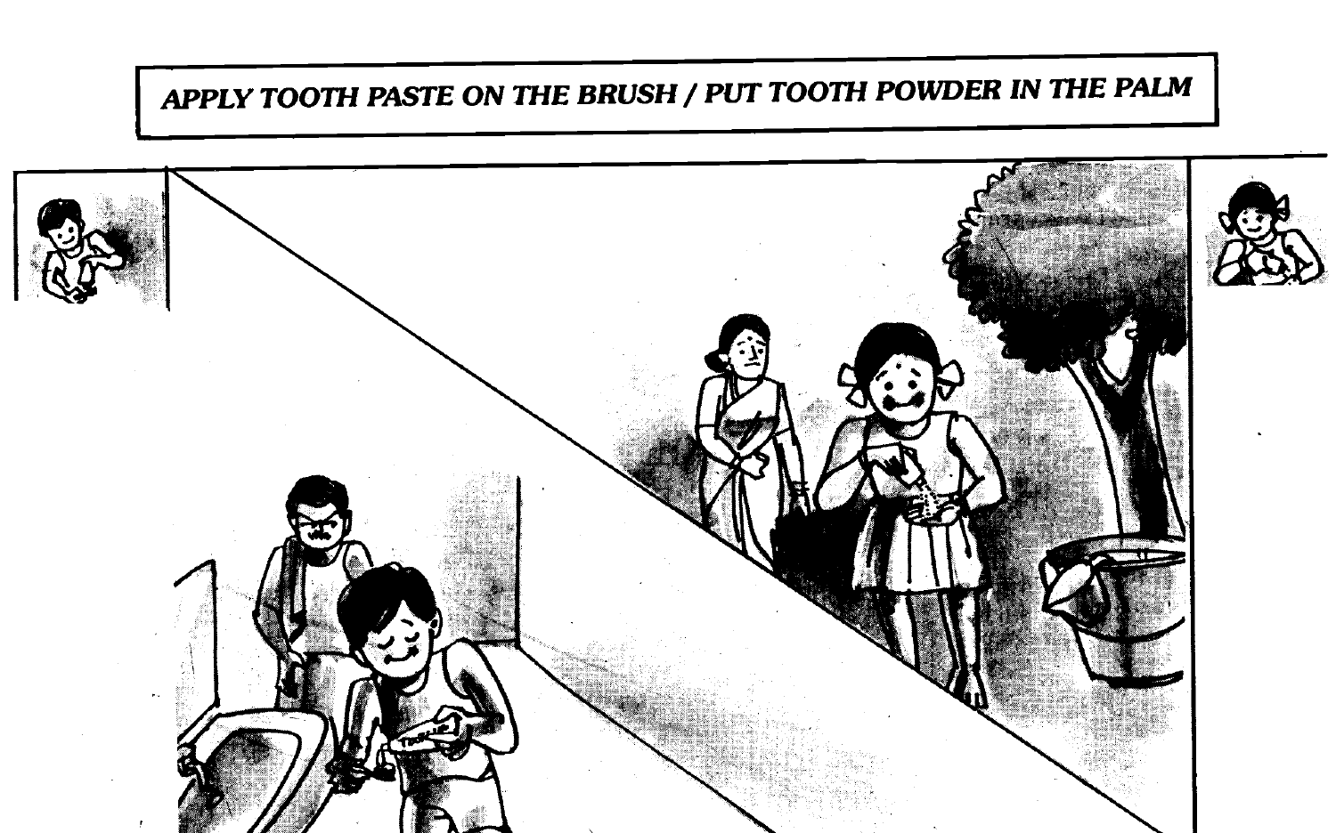APPLY TOOTH PASTE ON THE BRUSH / PUT TOOTH POWDER IN THE PALM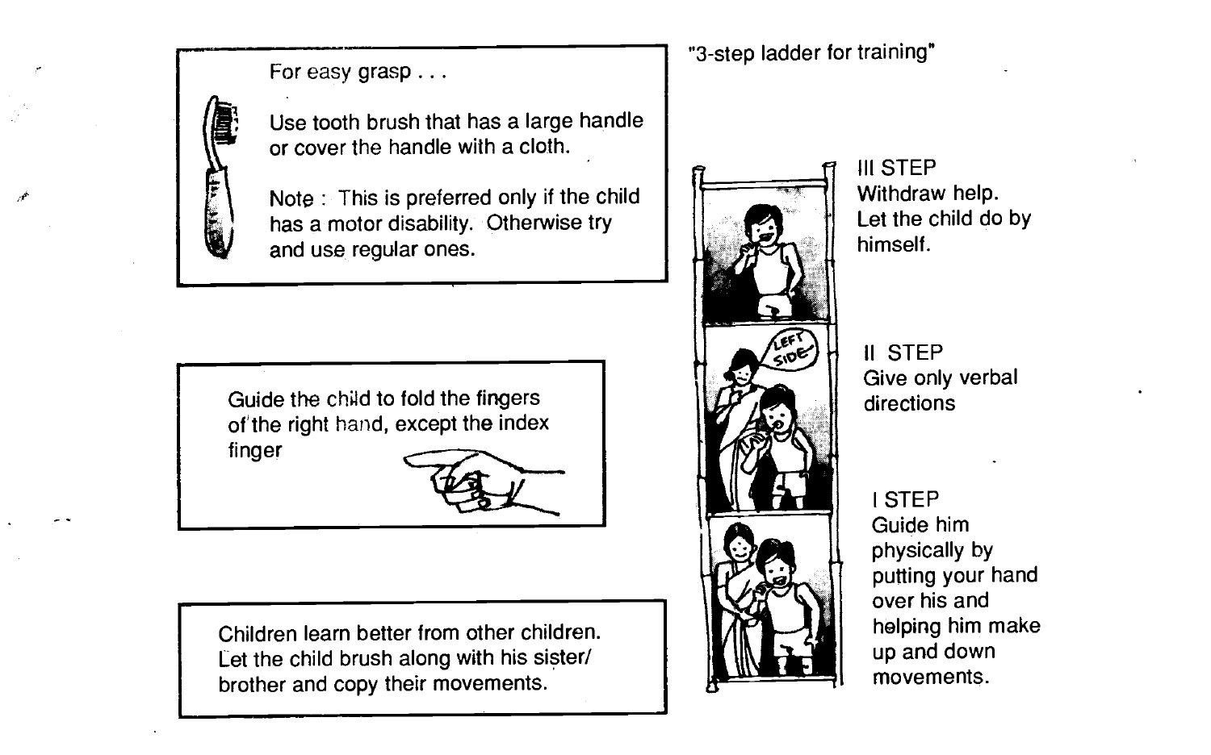For easy grasp . . .

Use tooth brush that has a large handle or cover the handle with a cloth.

Note : This is preferred only if the child has a motor disability. Otherwise try and use regular ones.

Guide the child to fold the fingers of the right hand, except the index finger

Children learn better from other children. Let the child brush along with his sister/ brother and copy their movements.

"3-step ladder for training"

III STEP
Withdraw help.
Let the child do by himself.

II STEP
Give only verbal directions

I STEP
Guide him physically by putting your hand over his and helping him make up and down movements.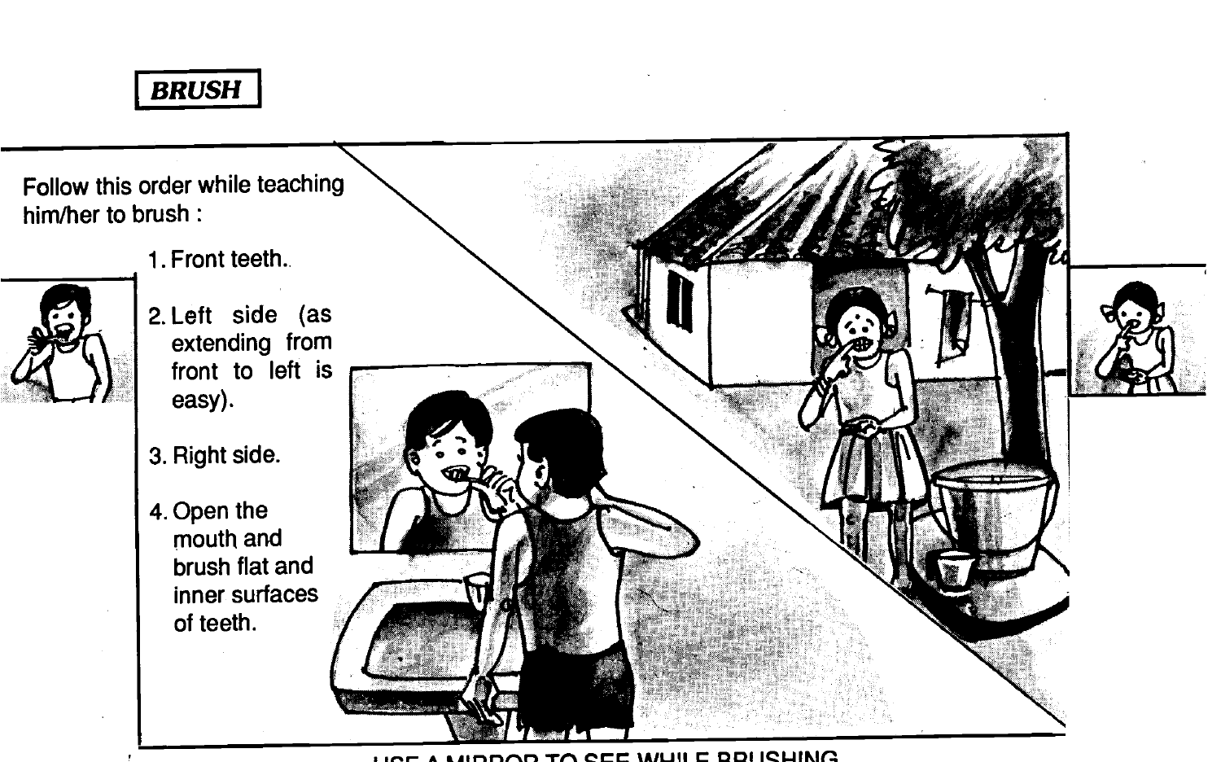**BRUSH**

Follow this order while teaching him/her to brush :

1. Front teeth.
2. Left side (as extending from front to left is easy).
3. Right side.
4. Open the mouth and brush flat and inner surfaces of teeth.

USE A MIRROR TO SEE WHILE BRUSHING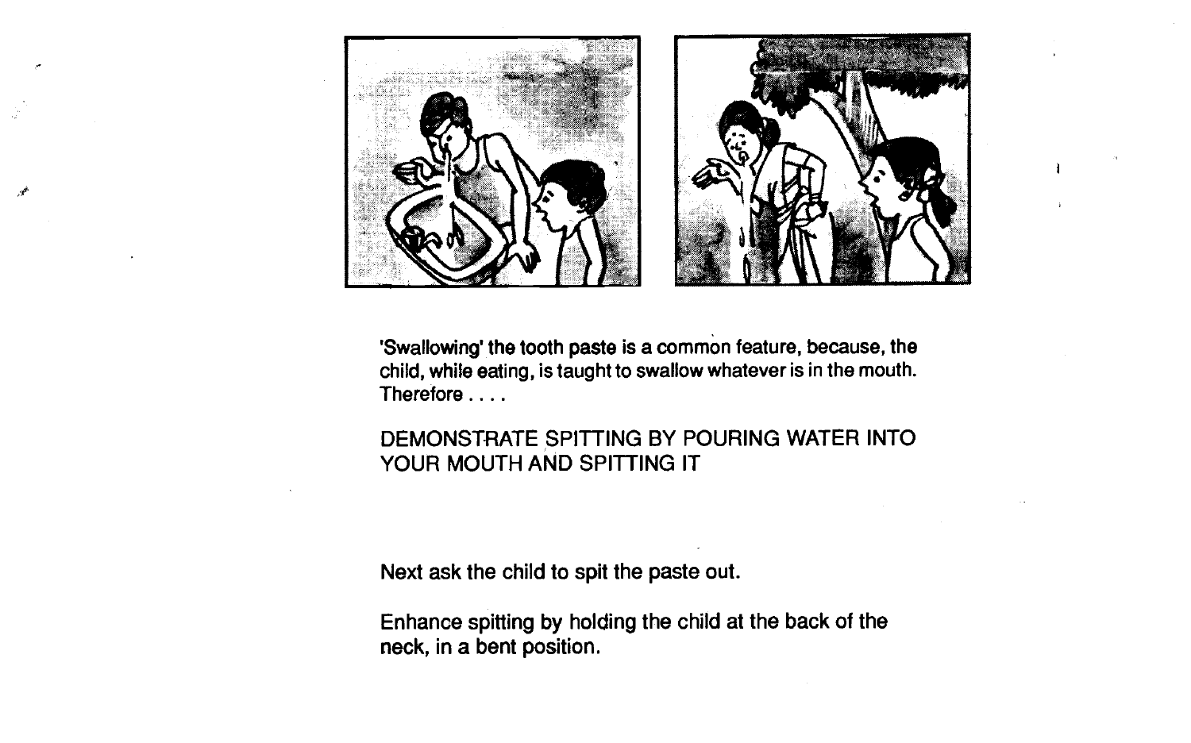'Swallowing' the tooth paste is a common feature, because, the child, while eating, is taught to swallow whatever is in the mouth. Therefore . . . .

DEMONSTRATE SPITTING BY POURING WATER INTO YOUR MOUTH AND SPITTING IT

Next ask the child to spit the paste out.

Enhance spitting by holding the child at the back of the neck, in a bent position.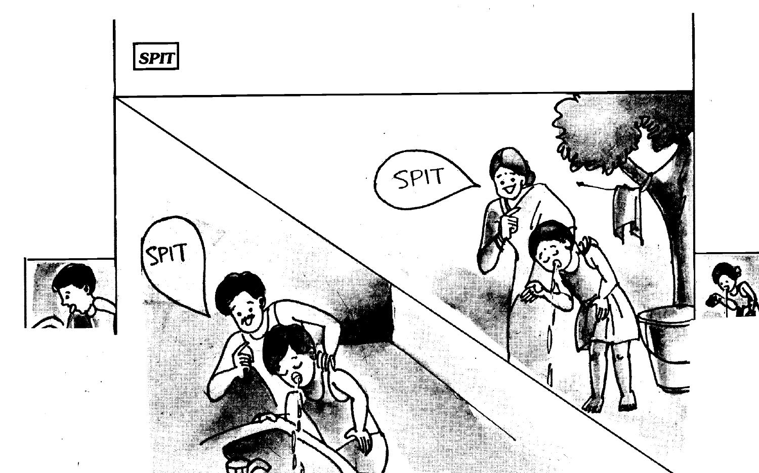**SPIT**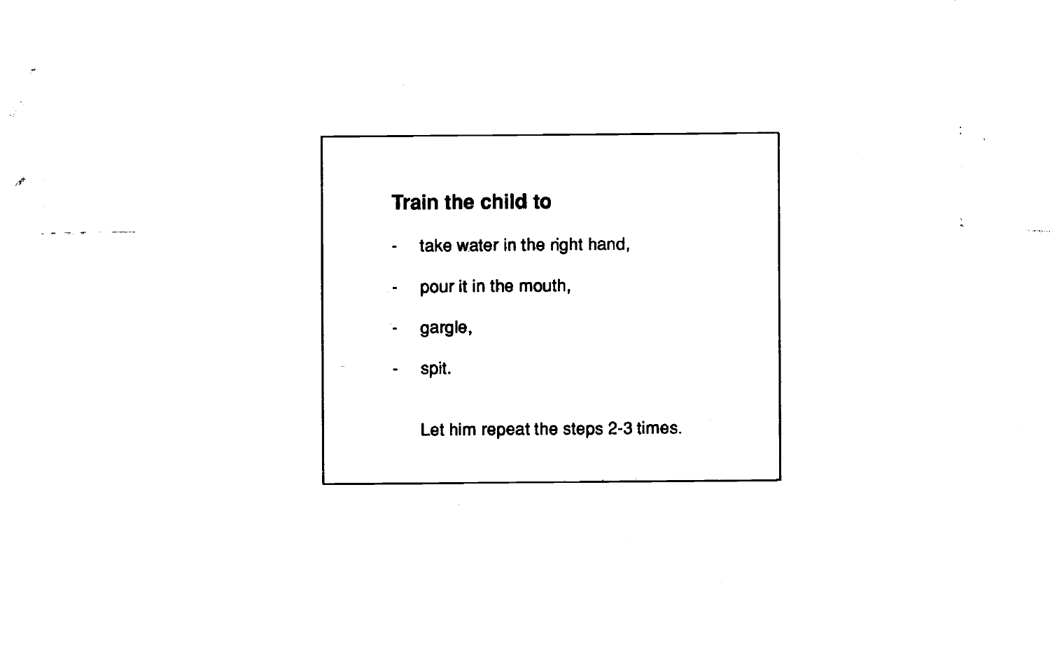**Train the child to**

- take water in the right hand,
- pour it in the mouth,
- gargle,
- spit.

Let him repeat the steps 2-3 times.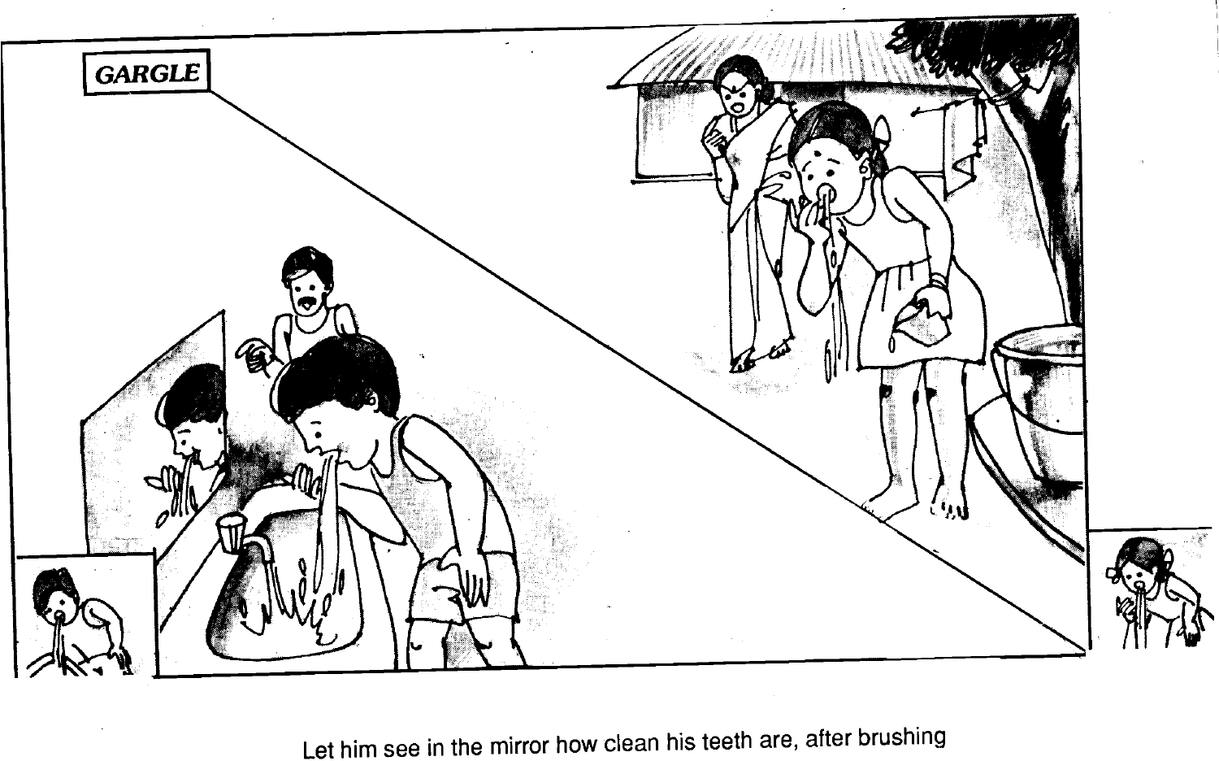GARGLE

Let him see in the mirror how clean his teeth are, after brushing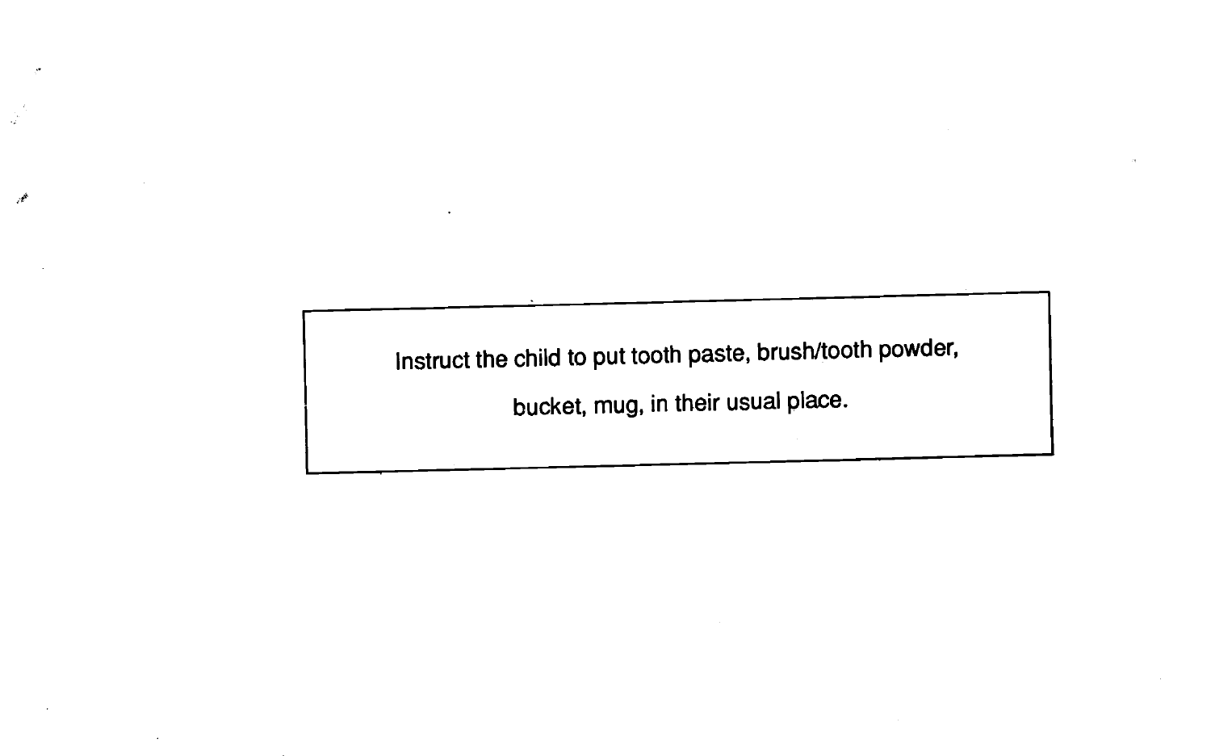Instruct the child to put tooth paste, brush/tooth powder, bucket, mug, in their usual place.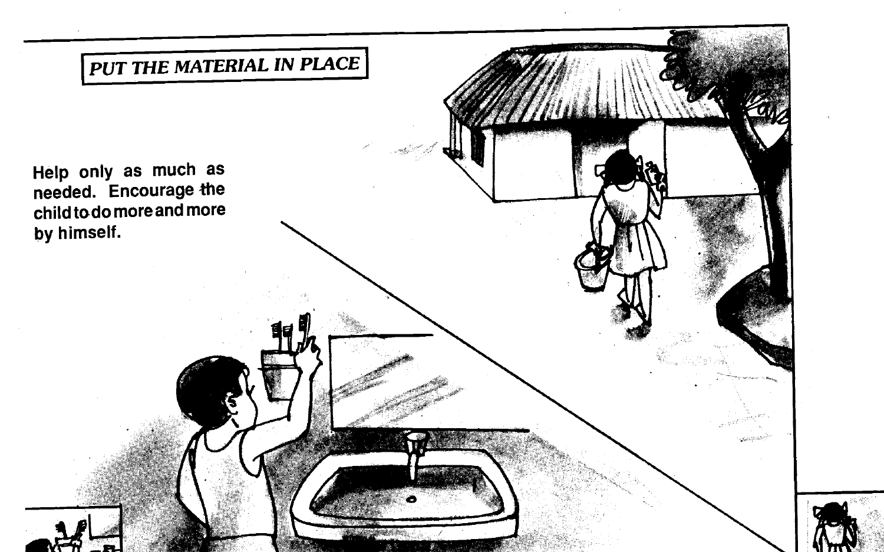## *PUT THE MATERIAL IN PLACE*

**Help only as much as needed. Encourage the child to do more and more by himself.**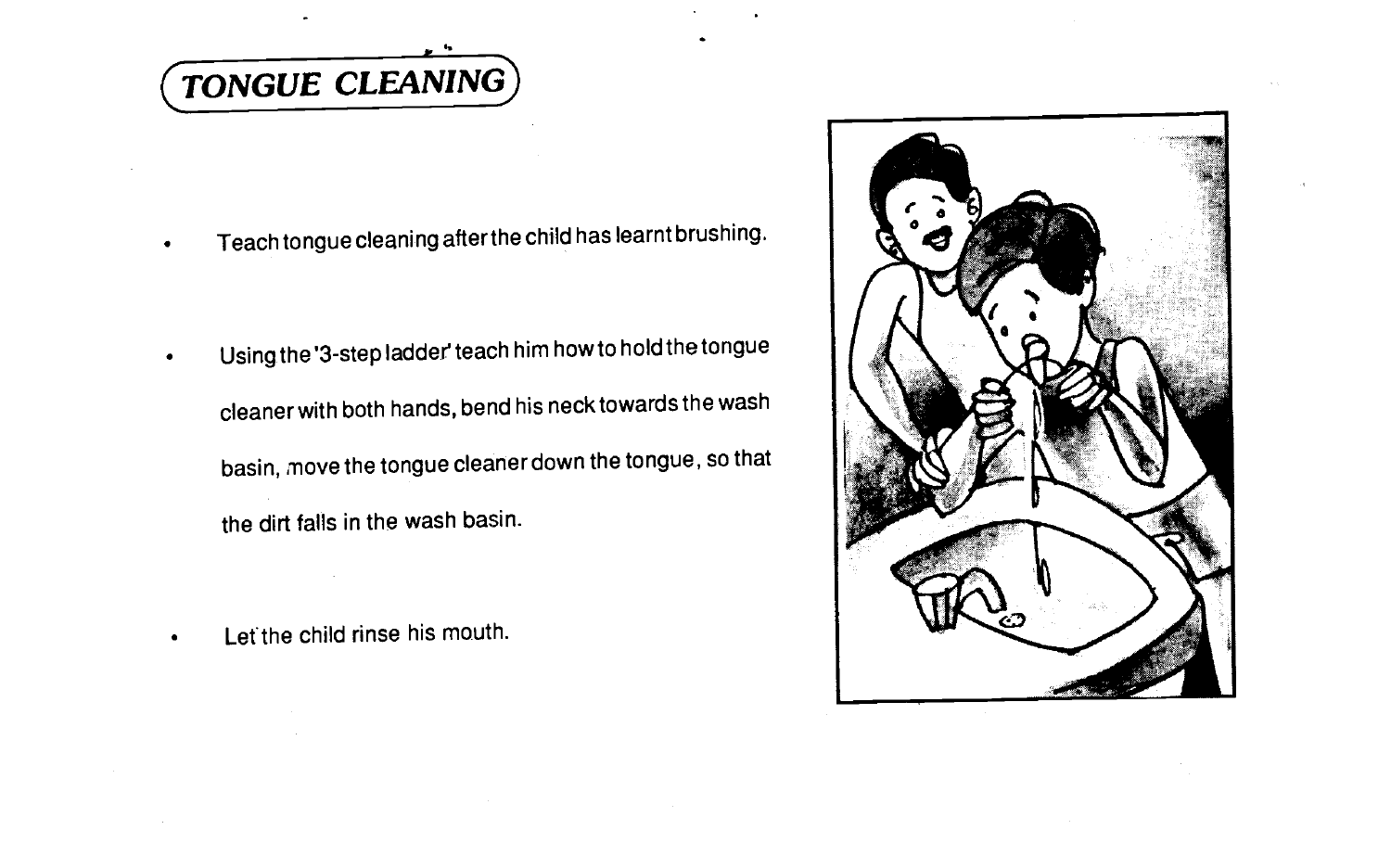# TONGUE CLEANING

- Teach tongue cleaning after the child has learnt brushing.

- Using the '3-step ladder' teach him how to hold the tongue cleaner with both hands, bend his neck towards the wash basin, move the tongue cleaner down the tongue, so that the dirt falls in the wash basin.

- Let the child rinse his mouth.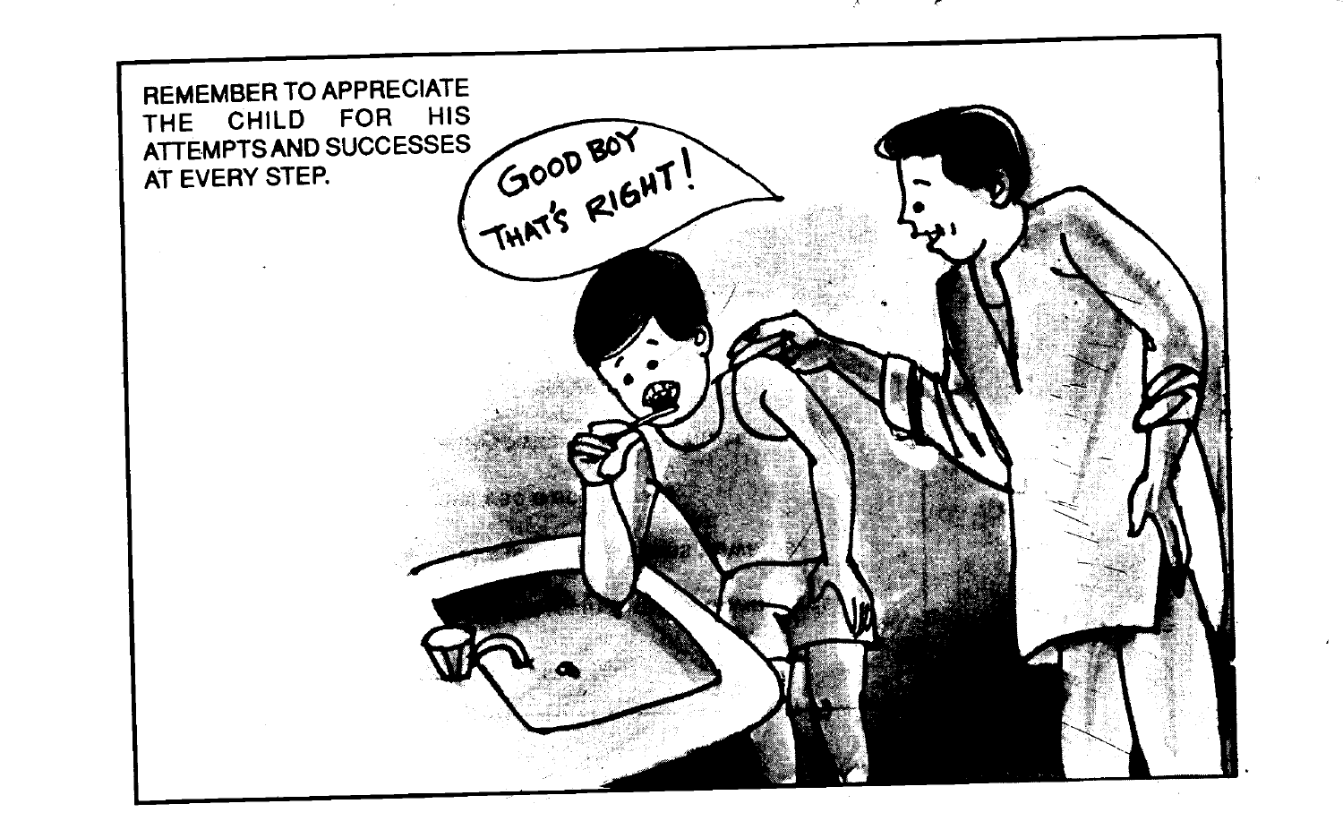REMEMBER TO APPRECIATE THE CHILD FOR HIS ATTEMPTS AND SUCCESSES AT EVERY STEP.

GOOD BOY THAT'S RIGHT!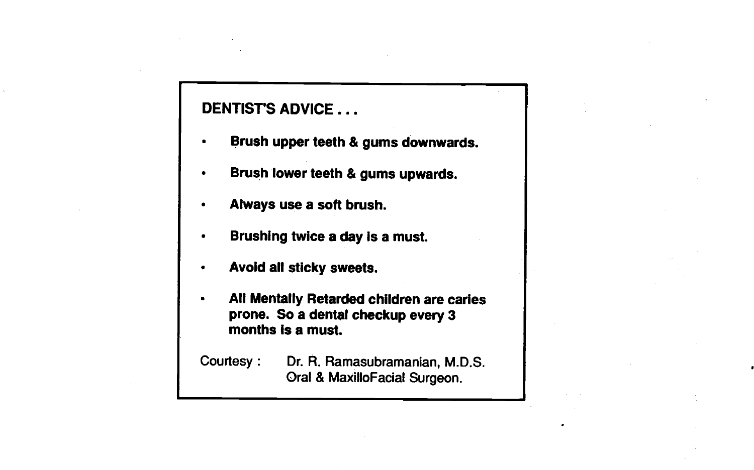## DENTIST'S ADVICE . . .

- **Brush upper teeth & gums downwards.**
- **Brush lower teeth & gums upwards.**
- **Always use a soft brush.**
- **Brushing twice a day is a must.**
- **Avoid all sticky sweets.**
- **All Mentally Retarded children are caries prone. So a dental checkup every 3 months is a must.**

Courtesy : Dr. R. Ramasubramanian, M.D.S.
Oral & MaxilloFacial Surgeon.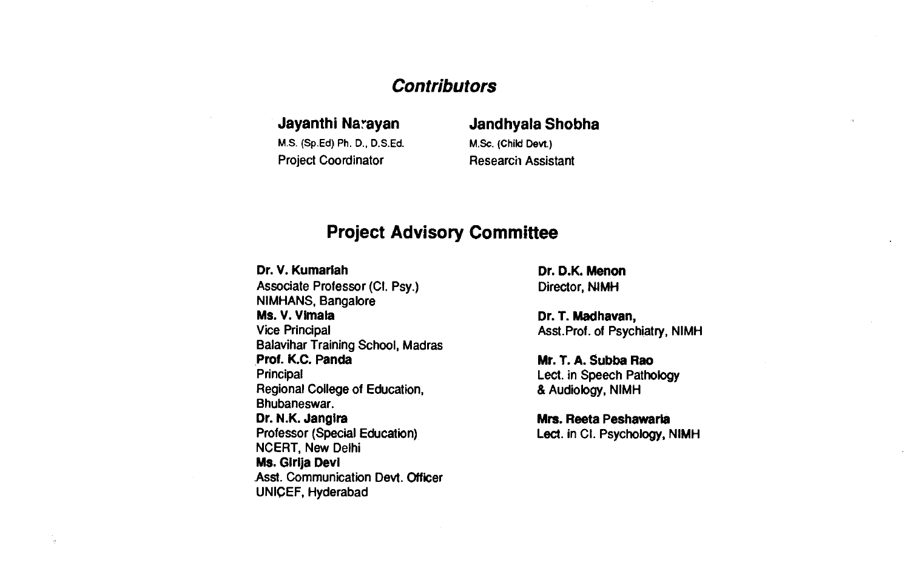## *Contributors*

**Jayanthi Narayan**
M.S. (Sp.Ed) Ph. D., D.S.Ed.
Project Coordinator

**Jandhyala Shobha**
M.Sc. (Child Devt.)
Research Assistant

## Project Advisory Committee

**Dr. V. Kumariah**
Associate Professor (Cl. Psy.)
NIMHANS, Bangalore

**Ms. V. Vimala**
Vice Principal
Balavihar Training School, Madras

**Prof. K.C. Panda**
Principal
Regional College of Education,
Bhubaneswar.

**Dr. N.K. Jangira**
Professor (Special Education)
NCERT, New Delhi

**Ms. Girija Devi**
Asst. Communication Devt. Officer
UNICEF, Hyderabad

**Dr. D.K. Menon**
Director, NIMH

**Dr. T. Madhavan,**
Asst.Prof. of Psychiatry, NIMH

**Mr. T. A. Subba Rao**
Lect. in Speech Pathology
& Audiology, NIMH

**Mrs. Reeta Peshawaria**
Lect. in Cl. Psychology, NIMH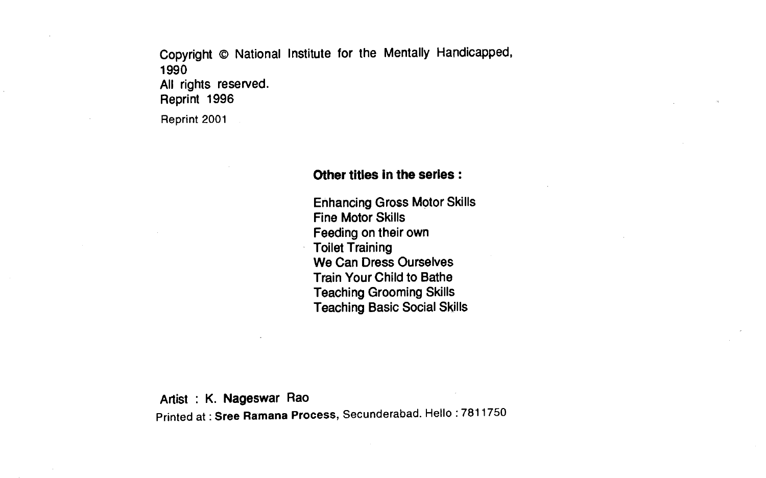Copyright © National Institute for the Mentally Handicapped, 1990
All rights reserved.
Reprint 1996
Reprint 2001

**Other titles in the series :**

Enhancing Gross Motor Skills
Fine Motor Skills
Feeding on their own
Toilet Training
We Can Dress Ourselves
Train Your Child to Bathe
Teaching Grooming Skills
Teaching Basic Social Skills

Artist : K. **Nageswar** Rao
Printed at : **Sree Ramana Process**, Secunderabad. Hello : 7811750